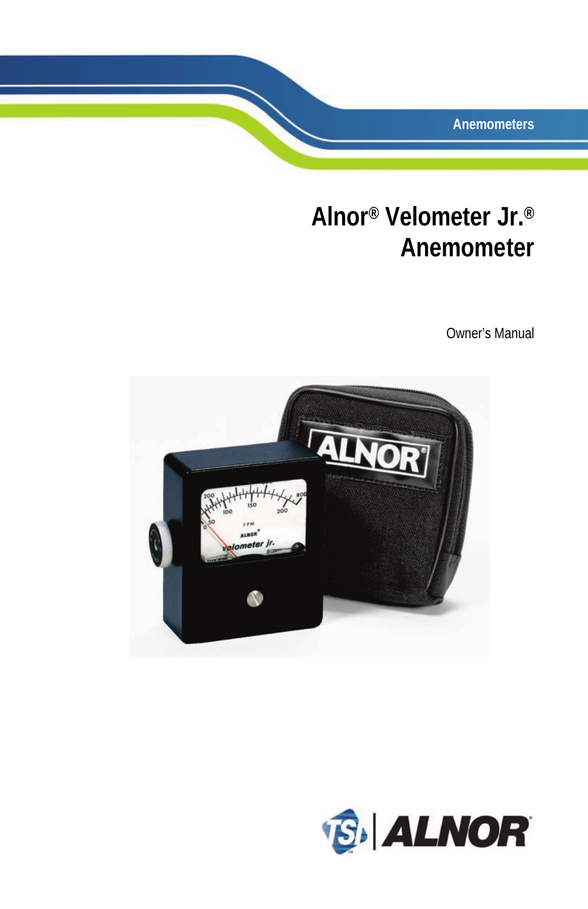Anemometers

# Alnor® Velometer Jr.® Anemometer

Owner's Manual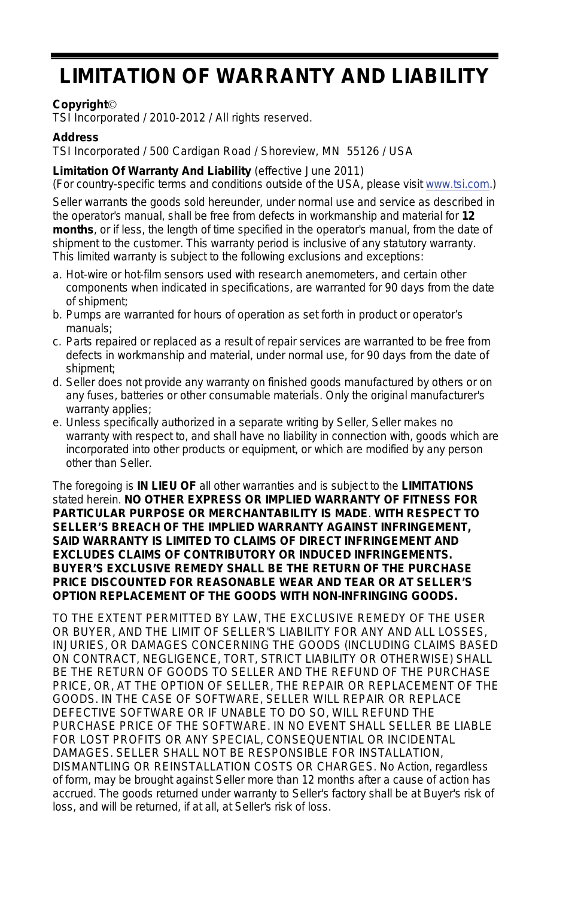# LIMITATION OF WARRANTY AND LIABILITY

**Copyright©**
TSI Incorporated / 2010-2012 / All rights reserved.

**Address**
TSI Incorporated / 500 Cardigan Road / Shoreview, MN 55126 / USA

**Limitation Of Warranty And Liability** (effective June 2011)
(For country-specific terms and conditions outside of the USA, please visit www.tsi.com.)

Seller warrants the goods sold hereunder, under normal use and service as described in the operator's manual, shall be free from defects in workmanship and material for **12 months**, or if less, the length of time specified in the operator's manual, from the date of shipment to the customer. This warranty period is inclusive of any statutory warranty. This limited warranty is subject to the following exclusions and exceptions:

a. Hot-wire or hot-film sensors used with research anemometers, and certain other components when indicated in specifications, are warranted for 90 days from the date of shipment;
b. Pumps are warranted for hours of operation as set forth in product or operator's manuals;
c. Parts repaired or replaced as a result of repair services are warranted to be free from defects in workmanship and material, under normal use, for 90 days from the date of shipment;
d. Seller does not provide any warranty on finished goods manufactured by others or on any fuses, batteries or other consumable materials. Only the original manufacturer's warranty applies;
e. Unless specifically authorized in a separate writing by Seller, Seller makes no warranty with respect to, and shall have no liability in connection with, goods which are incorporated into other products or equipment, or which are modified by any person other than Seller.

The foregoing is **IN LIEU OF** all other warranties and is subject to the **LIMITATIONS** stated herein. **NO OTHER EXPRESS OR IMPLIED WARRANTY OF FITNESS FOR PARTICULAR PURPOSE OR MERCHANTABILITY IS MADE**. **WITH RESPECT TO SELLER'S BREACH OF THE IMPLIED WARRANTY AGAINST INFRINGEMENT, SAID WARRANTY IS LIMITED TO CLAIMS OF DIRECT INFRINGEMENT AND EXCLUDES CLAIMS OF CONTRIBUTORY OR INDUCED INFRINGEMENTS. BUYER'S EXCLUSIVE REMEDY SHALL BE THE RETURN OF THE PURCHASE PRICE DISCOUNTED FOR REASONABLE WEAR AND TEAR OR AT SELLER'S OPTION REPLACEMENT OF THE GOODS WITH NON-INFRINGING GOODS.**

TO THE EXTENT PERMITTED BY LAW, THE EXCLUSIVE REMEDY OF THE USER OR BUYER, AND THE LIMIT OF SELLER'S LIABILITY FOR ANY AND ALL LOSSES, INJURIES, OR DAMAGES CONCERNING THE GOODS (INCLUDING CLAIMS BASED ON CONTRACT, NEGLIGENCE, TORT, STRICT LIABILITY OR OTHERWISE) SHALL BE THE RETURN OF GOODS TO SELLER AND THE REFUND OF THE PURCHASE PRICE, OR, AT THE OPTION OF SELLER, THE REPAIR OR REPLACEMENT OF THE GOODS. IN THE CASE OF SOFTWARE, SELLER WILL REPAIR OR REPLACE DEFECTIVE SOFTWARE OR IF UNABLE TO DO SO, WILL REFUND THE PURCHASE PRICE OF THE SOFTWARE. IN NO EVENT SHALL SELLER BE LIABLE FOR LOST PROFITS OR ANY SPECIAL, CONSEQUENTIAL OR INCIDENTAL DAMAGES. SELLER SHALL NOT BE RESPONSIBLE FOR INSTALLATION, DISMANTLING OR REINSTALLATION COSTS OR CHARGES. No Action, regardless of form, may be brought against Seller more than 12 months after a cause of action has accrued. The goods returned under warranty to Seller's factory shall be at Buyer's risk of loss, and will be returned, if at all, at Seller's risk of loss.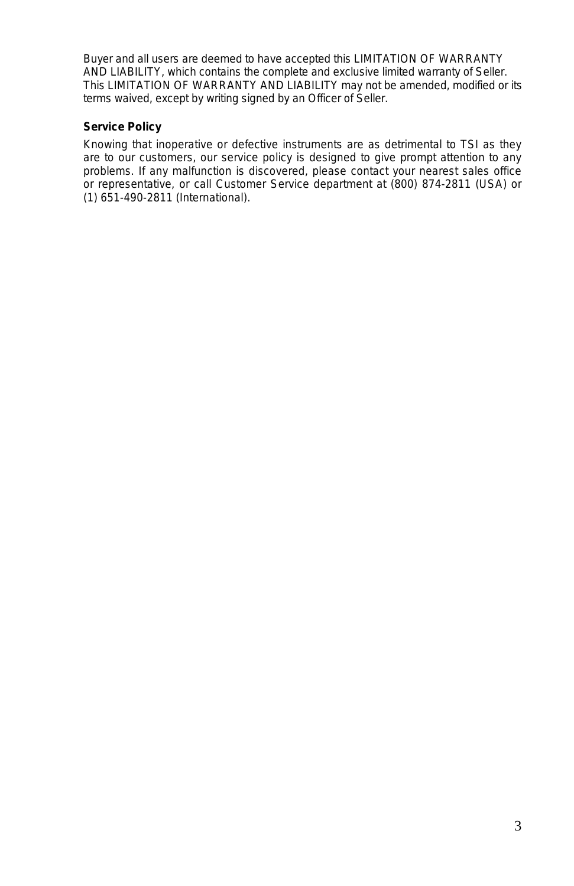Buyer and all users are deemed to have accepted this LIMITATION OF WARRANTY AND LIABILITY, which contains the complete and exclusive limited warranty of Seller. This LIMITATION OF WARRANTY AND LIABILITY may not be amended, modified or its terms waived, except by writing signed by an Officer of Seller.

### Service Policy

Knowing that inoperative or defective instruments are as detrimental to TSI as they are to our customers, our service policy is designed to give prompt attention to any problems. If any malfunction is discovered, please contact your nearest sales office or representative, or call Customer Service department at (800) 874-2811 (USA) or (1) 651-490-2811 (International).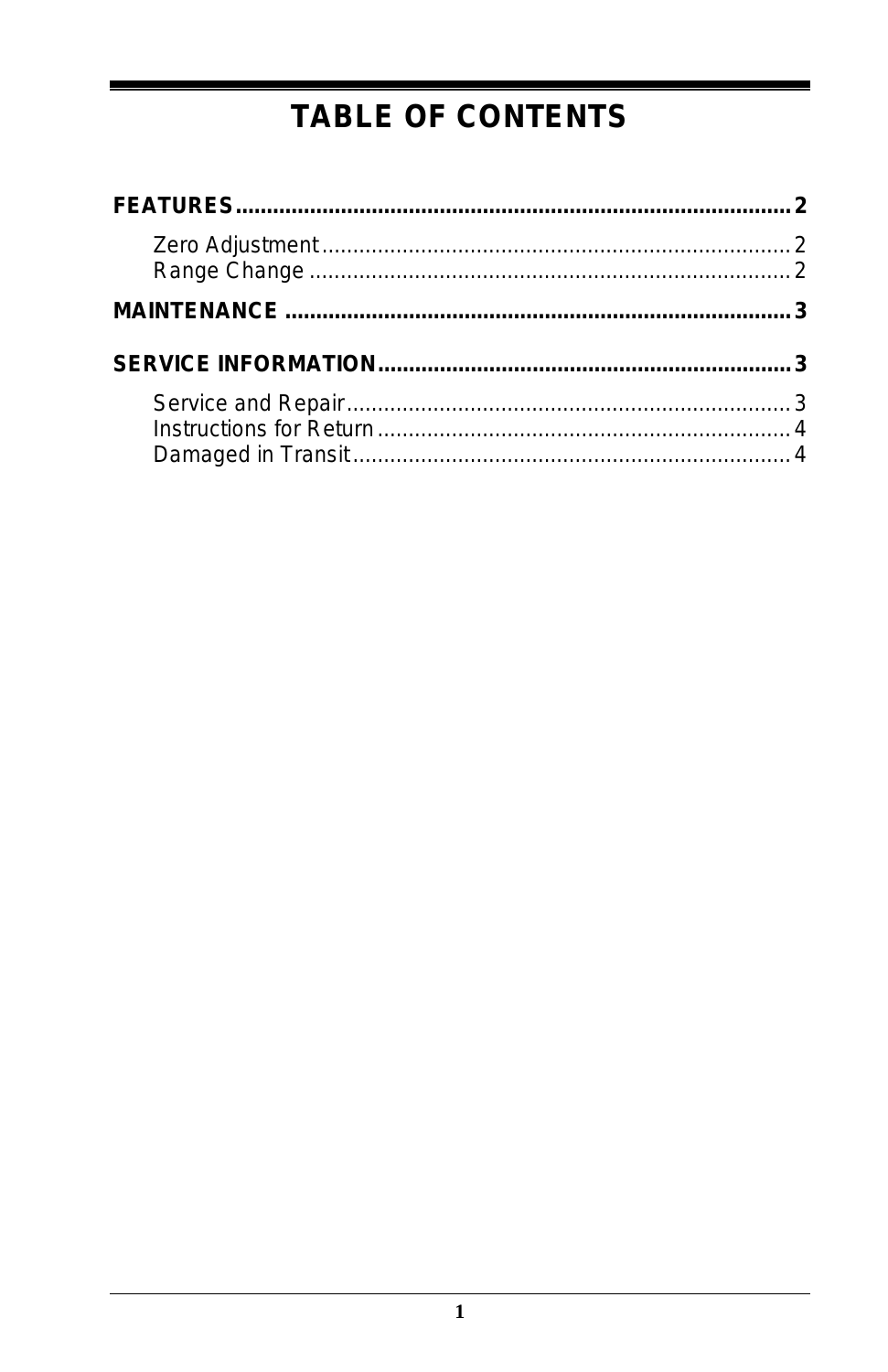# TABLE OF CONTENTS

**FEATURES** ........................................................................................ **2**

- Zero Adjustment ........................................................................... 2
- Range Change ............................................................................. 2

**MAINTENANCE** ................................................................................ **3**

**SERVICE INFORMATION** .................................................................. **3**

- Service and Repair ....................................................................... 3
- Instructions for Return .................................................................. 4
- Damaged in Transit ...................................................................... 4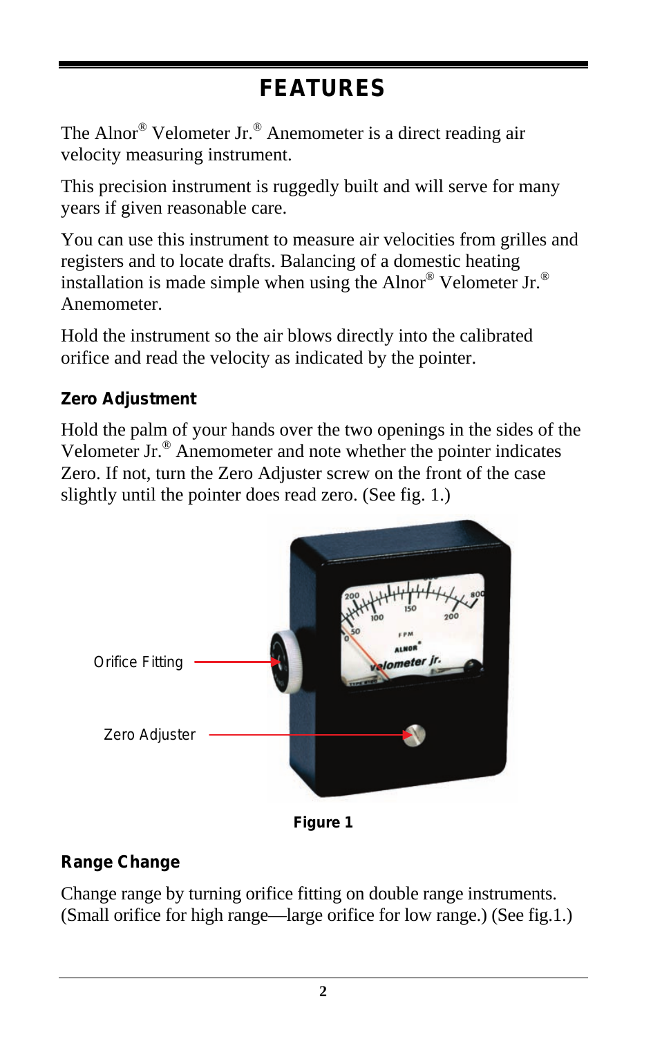# FEATURES

The Alnor® Velometer Jr.® Anemometer is a direct reading air velocity measuring instrument.

This precision instrument is ruggedly built and will serve for many years if given reasonable care.

You can use this instrument to measure air velocities from grilles and registers and to locate drafts. Balancing of a domestic heating installation is made simple when using the Alnor® Velometer Jr.® Anemometer.

Hold the instrument so the air blows directly into the calibrated orifice and read the velocity as indicated by the pointer.

## Zero Adjustment

Hold the palm of your hands over the two openings in the sides of the Velometer Jr.® Anemometer and note whether the pointer indicates Zero. If not, turn the Zero Adjuster screw on the front of the case slightly until the pointer does read zero. (See fig. 1.)

Orifice Fitting

Zero Adjuster

**Figure 1**

## Range Change

Change range by turning orifice fitting on double range instruments. (Small orifice for high range—large orifice for low range.) (See fig.1.)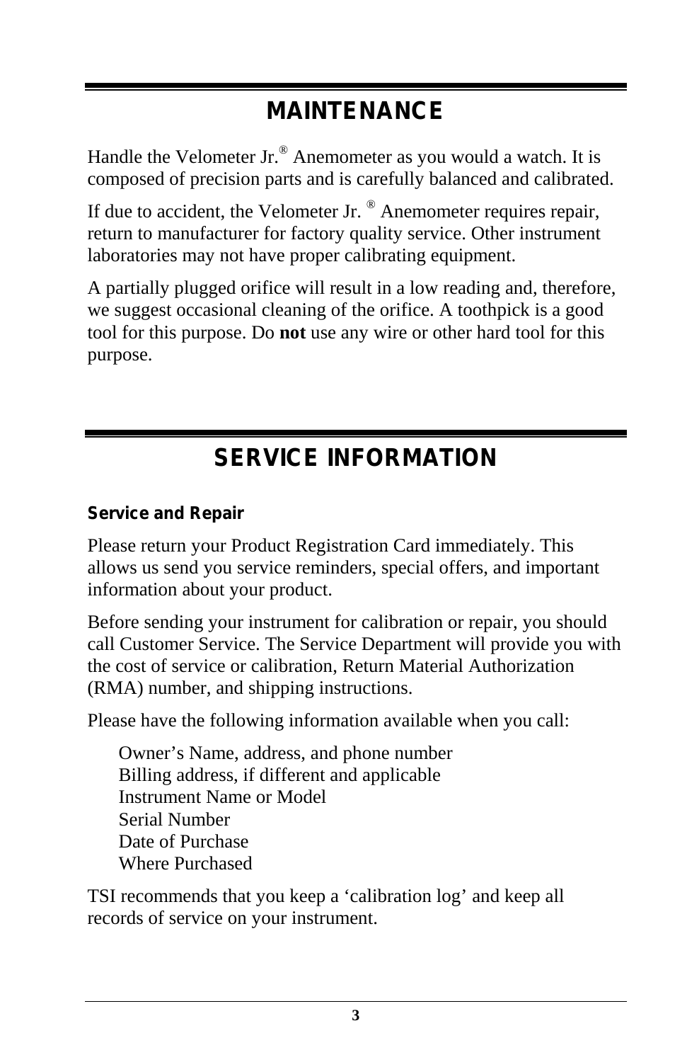# MAINTENANCE

Handle the Velometer Jr.® Anemometer as you would a watch. It is composed of precision parts and is carefully balanced and calibrated.

If due to accident, the Velometer Jr. ® Anemometer requires repair, return to manufacturer for factory quality service. Other instrument laboratories may not have proper calibrating equipment.

A partially plugged orifice will result in a low reading and, therefore, we suggest occasional cleaning of the orifice. A toothpick is a good tool for this purpose. Do **not** use any wire or other hard tool for this purpose.

# SERVICE INFORMATION

### Service and Repair

Please return your Product Registration Card immediately. This allows us send you service reminders, special offers, and important information about your product.

Before sending your instrument for calibration or repair, you should call Customer Service. The Service Department will provide you with the cost of service or calibration, Return Material Authorization (RMA) number, and shipping instructions.

Please have the following information available when you call:

Owner's Name, address, and phone number
Billing address, if different and applicable
Instrument Name or Model
Serial Number
Date of Purchase
Where Purchased

TSI recommends that you keep a 'calibration log' and keep all records of service on your instrument.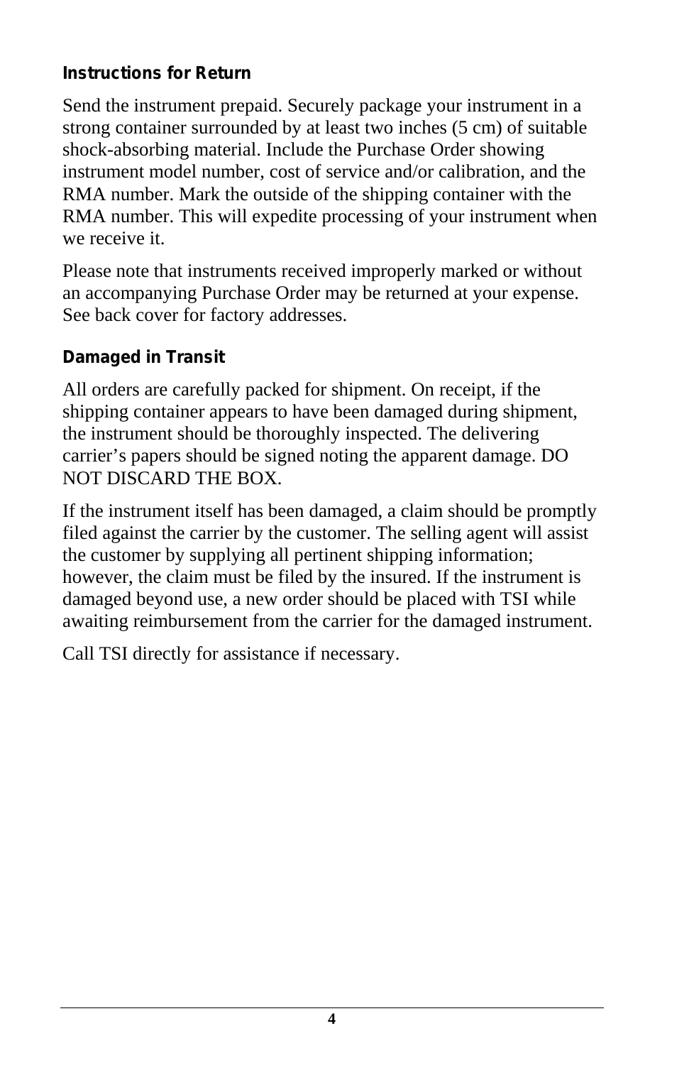### Instructions for Return

Send the instrument prepaid. Securely package your instrument in a strong container surrounded by at least two inches (5 cm) of suitable shock-absorbing material. Include the Purchase Order showing instrument model number, cost of service and/or calibration, and the RMA number. Mark the outside of the shipping container with the RMA number. This will expedite processing of your instrument when we receive it.

Please note that instruments received improperly marked or without an accompanying Purchase Order may be returned at your expense. See back cover for factory addresses.

### Damaged in Transit

All orders are carefully packed for shipment. On receipt, if the shipping container appears to have been damaged during shipment, the instrument should be thoroughly inspected. The delivering carrier's papers should be signed noting the apparent damage. DO NOT DISCARD THE BOX.

If the instrument itself has been damaged, a claim should be promptly filed against the carrier by the customer. The selling agent will assist the customer by supplying all pertinent shipping information; however, the claim must be filed by the insured. If the instrument is damaged beyond use, a new order should be placed with TSI while awaiting reimbursement from the carrier for the damaged instrument.

Call TSI directly for assistance if necessary.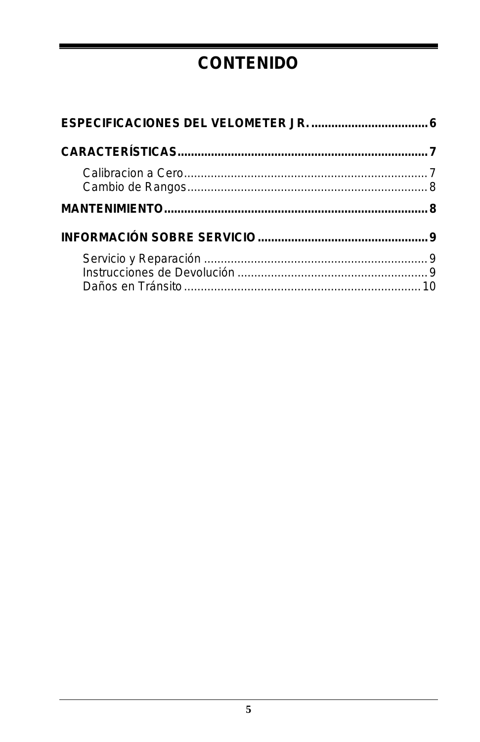# CONTENIDO

**ESPECIFICACIONES DEL VELOMETER JR. .................................. 6**

**CARACTERÍSTICAS .......................................................................... 7**

- Calibracion a Cero ........................................................................ 7
- Cambio de Rangos ....................................................................... 8

**MANTENIMIENTO ............................................................................ 8**

**INFORMACIÓN SOBRE SERVICIO .................................................. 9**

- Servicio y Reparación .................................................................. 9
- Instrucciones de Devolución ......................................................... 9
- Daños en Tránsito ...................................................................... 10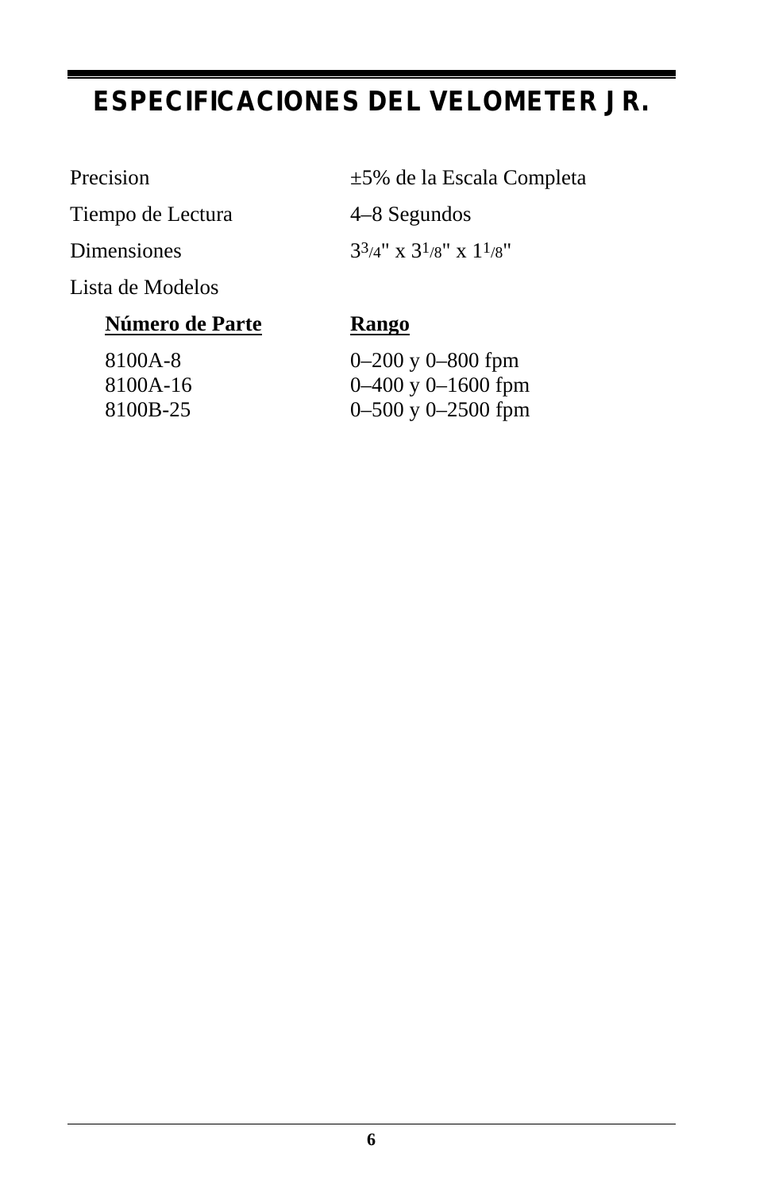# ESPECIFICACIONES DEL VELOMETER JR.

| | |
|---|---|
| Precision | ±5% de la Escala Completa |
| Tiempo de Lectura | 4–8 Segundos |
| Dimensiones | 3 3/4" x 3 1/8" x 1 1/8" |

Lista de Modelos

| **Número de Parte** | **Rango** |
|---|---|
| 8100A-8 | 0–200 y 0–800 fpm |
| 8100A-16 | 0–400 y 0–1600 fpm |
| 8100B-25 | 0–500 y 0–2500 fpm |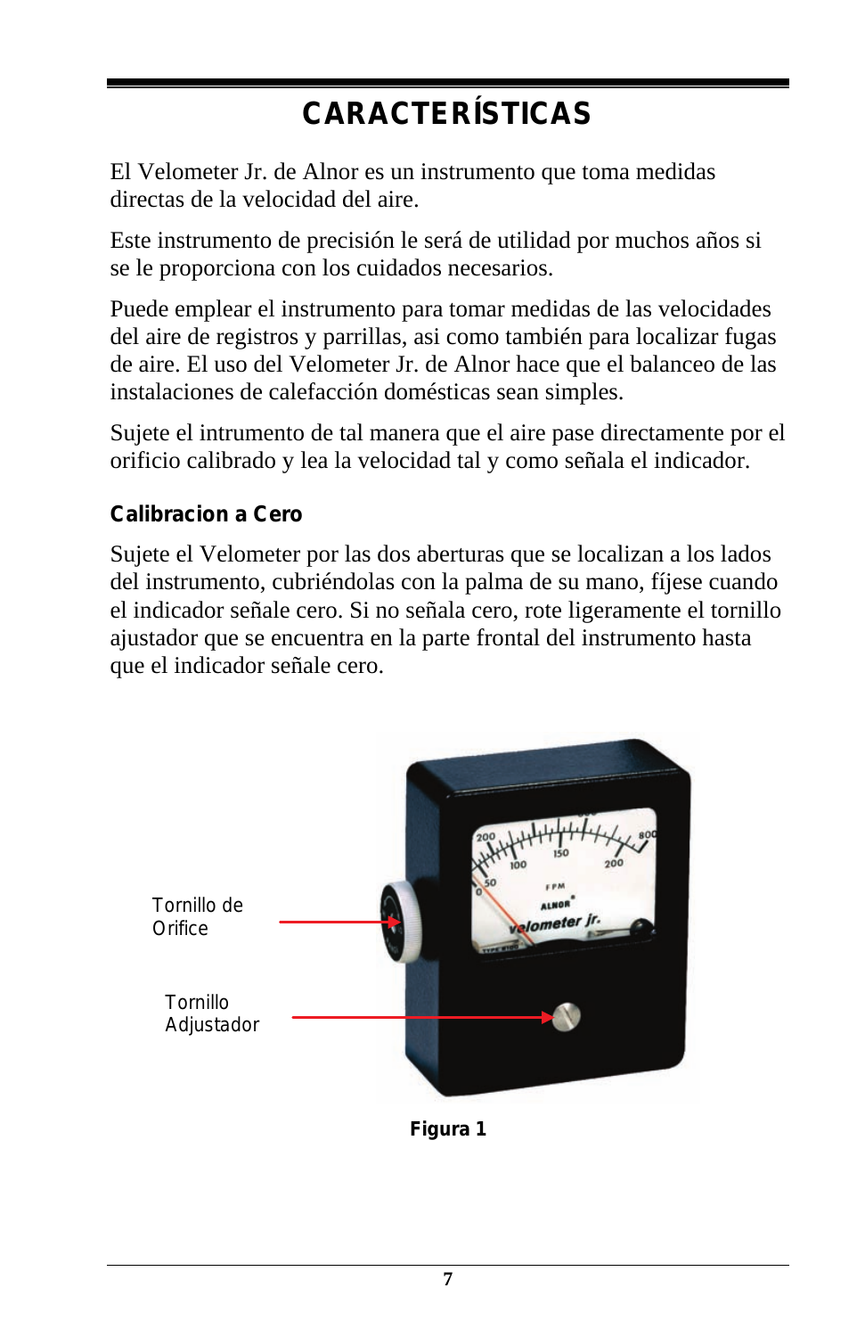# CARACTERÍSTICAS

El Velometer Jr. de Alnor es un instrumento que toma medidas directas de la velocidad del aire.

Este instrumento de precisión le será de utilidad por muchos años si se le proporciona con los cuidados necesarios.

Puede emplear el instrumento para tomar medidas de las velocidades del aire de registros y parrillas, asi como también para localizar fugas de aire. El uso del Velometer Jr. de Alnor hace que el balanceo de las instalaciones de calefacción domésticas sean simples.

Sujete el intrumento de tal manera que el aire pase directamente por el orificio calibrado y lea la velocidad tal y como señala el indicador.

### Calibracion a Cero

Sujete el Velometer por las dos aberturas que se localizan a los lados del instrumento, cubriéndolas con la palma de su mano, fíjese cuando el indicador señale cero. Si no señala cero, rote ligeramente el tornillo ajustador que se encuentra en la parte frontal del instrumento hasta que el indicador señale cero.

Tornillo de Orifice

Tornillo Adjustador

**Figura 1**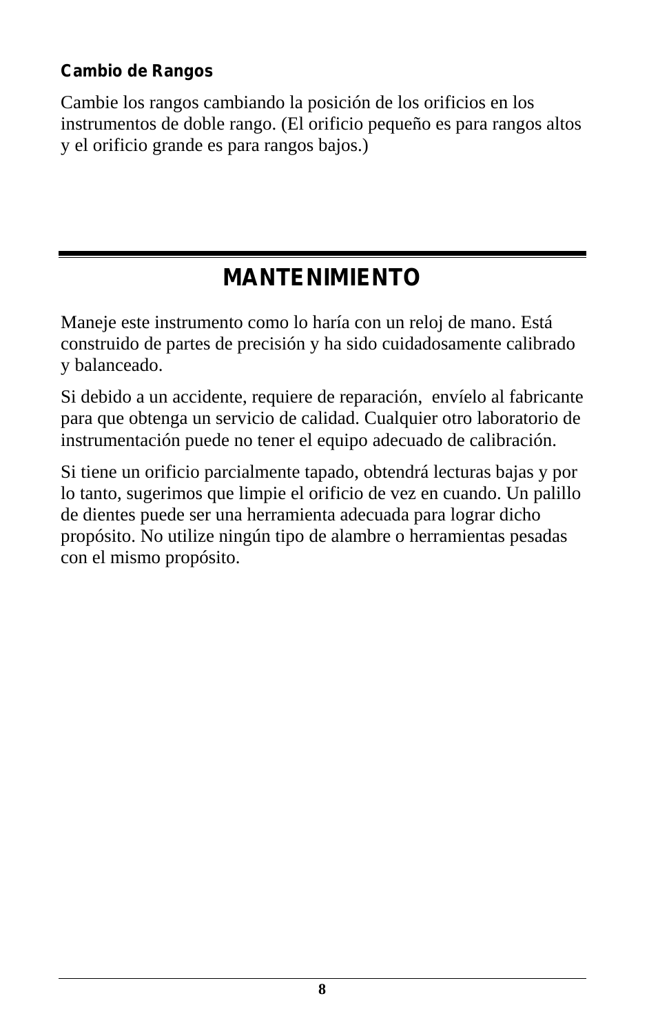### Cambio de Rangos

Cambie los rangos cambiando la posición de los orificios en los instrumentos de doble rango. (El orificio pequeño es para rangos altos y el orificio grande es para rangos bajos.)

## MANTENIMIENTO

Maneje este instrumento como lo haría con un reloj de mano. Está construido de partes de precisión y ha sido cuidadosamente calibrado y balanceado.

Si debido a un accidente, requiere de reparación, envíelo al fabricante para que obtenga un servicio de calidad. Cualquier otro laboratorio de instrumentación puede no tener el equipo adecuado de calibración.

Si tiene un orificio parcialmente tapado, obtendrá lecturas bajas y por lo tanto, sugerimos que limpie el orificio de vez en cuando. Un palillo de dientes puede ser una herramienta adecuada para lograr dicho propósito. No utilize ningún tipo de alambre o herramientas pesadas con el mismo propósito.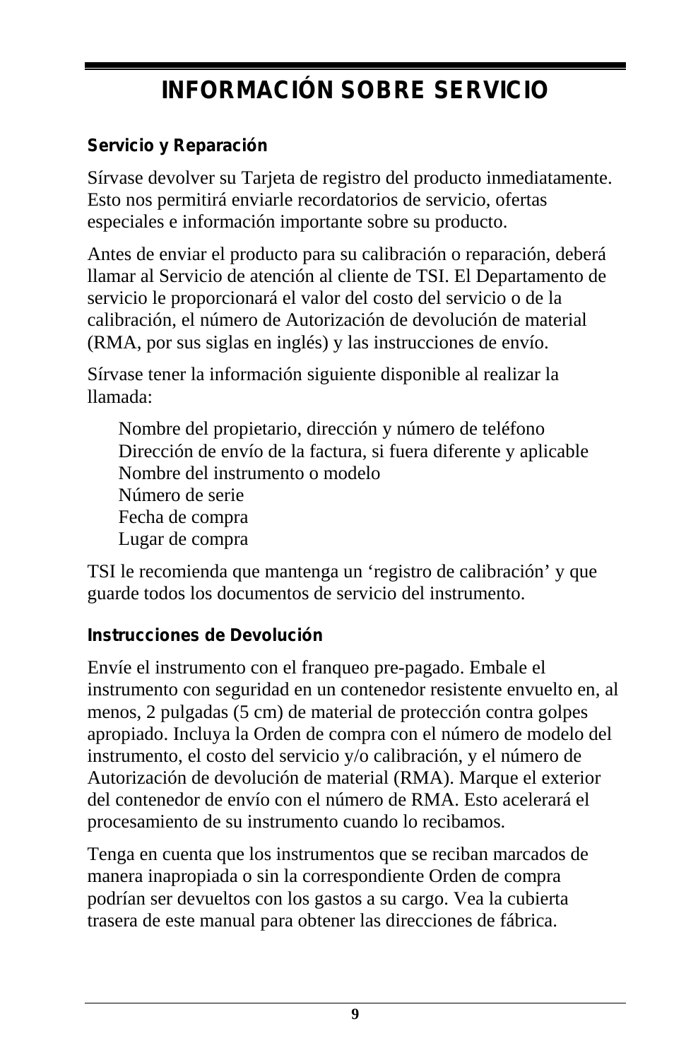# INFORMACIÓN SOBRE SERVICIO

### Servicio y Reparación

Sírvase devolver su Tarjeta de registro del producto inmediatamente. Esto nos permitirá enviarle recordatorios de servicio, ofertas especiales e información importante sobre su producto.

Antes de enviar el producto para su calibración o reparación, deberá llamar al Servicio de atención al cliente de TSI. El Departamento de servicio le proporcionará el valor del costo del servicio o de la calibración, el número de Autorización de devolución de material (RMA, por sus siglas en inglés) y las instrucciones de envío.

Sírvase tener la información siguiente disponible al realizar la llamada:

Nombre del propietario, dirección y número de teléfono
Dirección de envío de la factura, si fuera diferente y aplicable
Nombre del instrumento o modelo
Número de serie
Fecha de compra
Lugar de compra

TSI le recomienda que mantenga un 'registro de calibración' y que guarde todos los documentos de servicio del instrumento.

### Instrucciones de Devolución

Envíe el instrumento con el franqueo pre-pagado. Embale el instrumento con seguridad en un contenedor resistente envuelto en, al menos, 2 pulgadas (5 cm) de material de protección contra golpes apropiado. Incluya la Orden de compra con el número de modelo del instrumento, el costo del servicio y/o calibración, y el número de Autorización de devolución de material (RMA). Marque el exterior del contenedor de envío con el número de RMA. Esto acelerará el procesamiento de su instrumento cuando lo recibamos.

Tenga en cuenta que los instrumentos que se reciban marcados de manera inapropiada o sin la correspondiente Orden de compra podrían ser devueltos con los gastos a su cargo. Vea la cubierta trasera de este manual para obtener las direcciones de fábrica.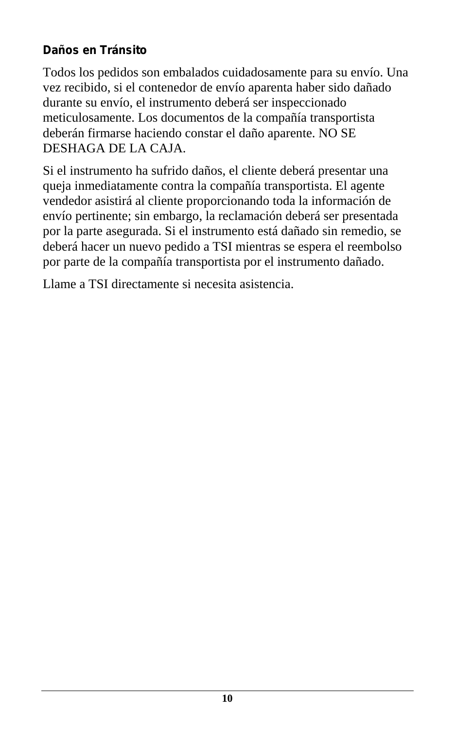### Daños en Tránsito

Todos los pedidos son embalados cuidadosamente para su envío. Una vez recibido, si el contenedor de envío aparenta haber sido dañado durante su envío, el instrumento deberá ser inspeccionado meticulosamente. Los documentos de la compañía transportista deberán firmarse haciendo constar el daño aparente. NO SE DESHAGA DE LA CAJA.

Si el instrumento ha sufrido daños, el cliente deberá presentar una queja inmediatamente contra la compañía transportista. El agente vendedor asistirá al cliente proporcionando toda la información de envío pertinente; sin embargo, la reclamación deberá ser presentada por la parte asegurada. Si el instrumento está dañado sin remedio, se deberá hacer un nuevo pedido a TSI mientras se espera el reembolso por parte de la compañía transportista por el instrumento dañado.

Llame a TSI directamente si necesita asistencia.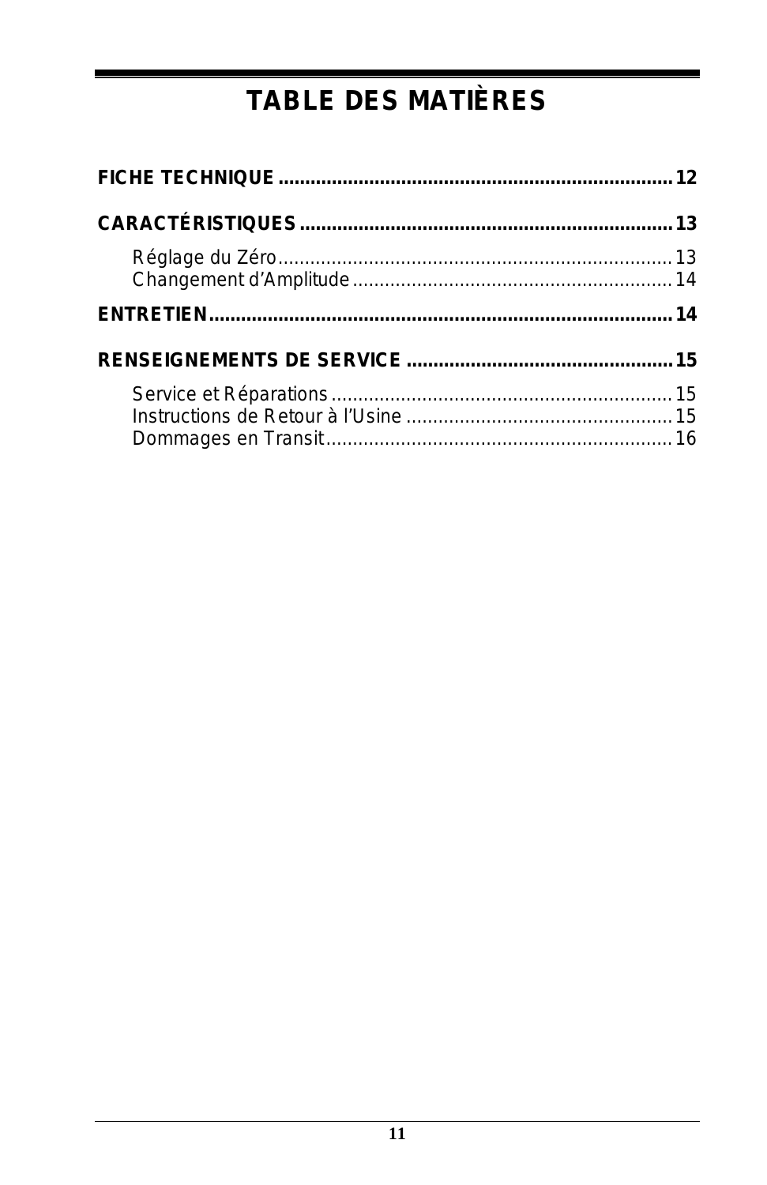# TABLE DES MATIÈRES

**FICHE TECHNIQUE ........................................................................ 12**

**CARACTÉRISTIQUES .................................................................... 13**

- Réglage du Zéro ........................................................................ 13
- Changement d’Amplitude .......................................................... 14

**ENTRETIEN .................................................................................... 14**

**RENSEIGNEMENTS DE SERVICE ................................................. 15**

- Service et Réparations ................................................................ 15
- Instructions de Retour à l’Usine ................................................. 15
- Dommages en Transit ................................................................. 16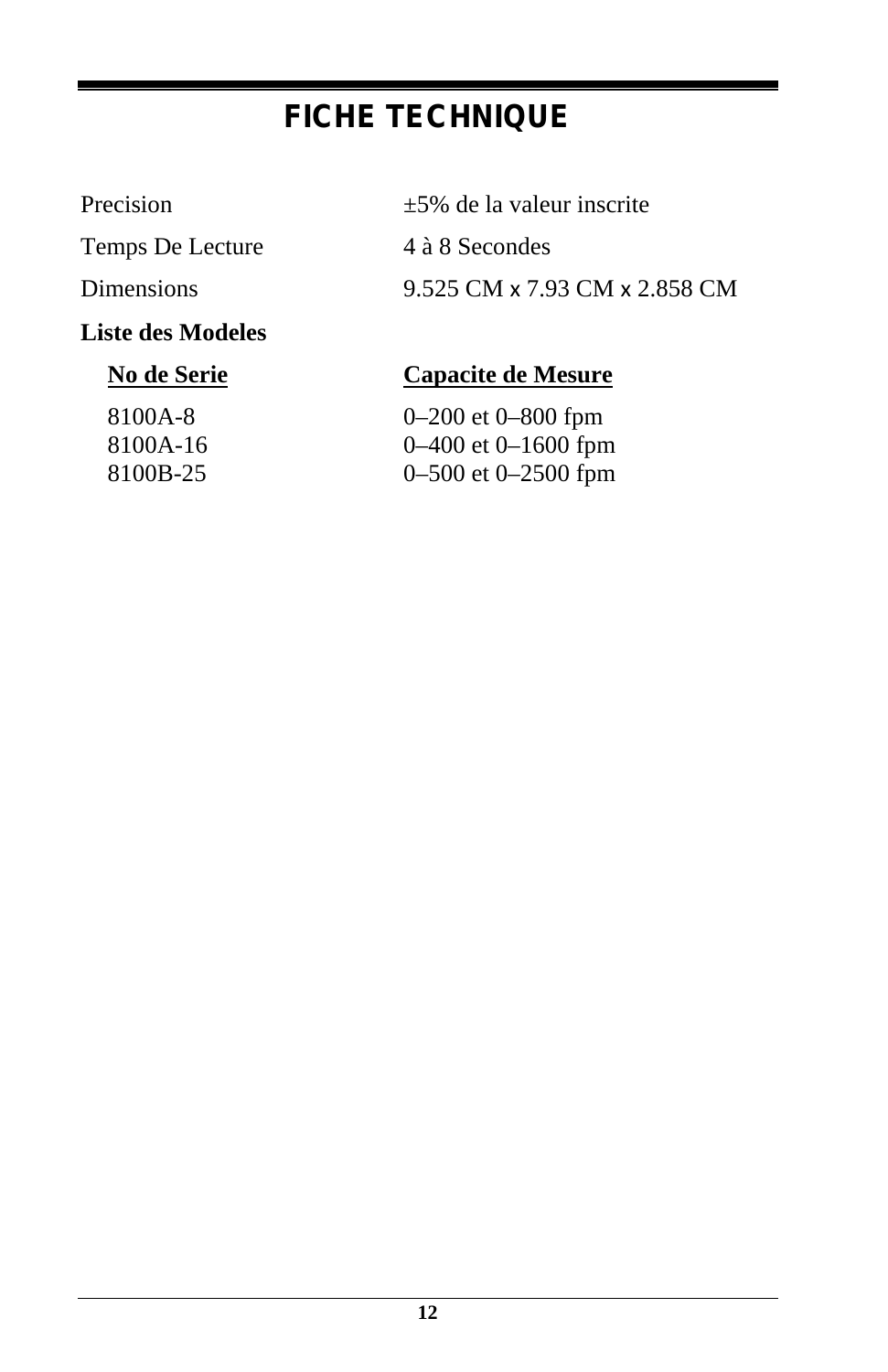# FICHE TECHNIQUE

| | |
|---|---|
| Precision | ±5% de la valeur inscrite |
| Temps De Lecture | 4 à 8 Secondes |
| Dimensions | 9.525 CM x 7.93 CM x 2.858 CM |

**Liste des Modeles**

| No de Serie | Capacite de Mesure |
|---|---|
| 8100A-8 | 0–200 et 0–800 fpm |
| 8100A-16 | 0–400 et 0–1600 fpm |
| 8100B-25 | 0–500 et 0–2500 fpm |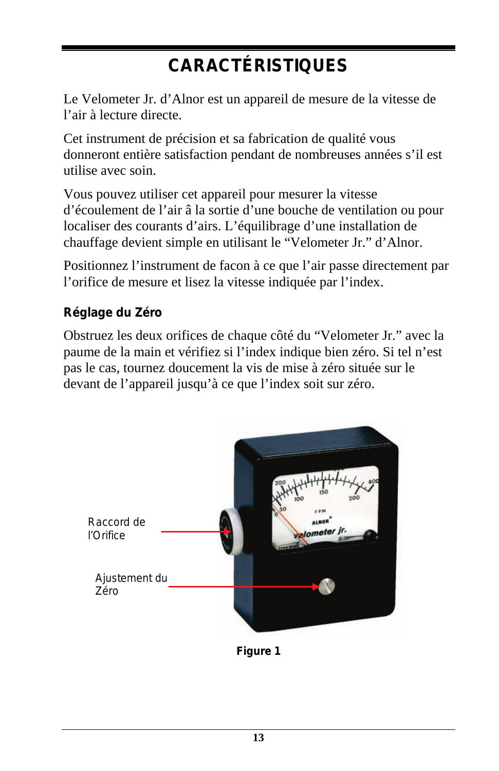# CARACTÉRISTIQUES

Le Velometer Jr. d'Alnor est un appareil de mesure de la vitesse de l'air à lecture directe.

Cet instrument de précision et sa fabrication de qualité vous donneront entière satisfaction pendant de nombreuses années s'il est utilise avec soin.

Vous pouvez utiliser cet appareil pour mesurer la vitesse d'écoulement de l'air â la sortie d'une bouche de ventilation ou pour localiser des courants d'airs. L'équilibrage d'une installation de chauffage devient simple en utilisant le "Velometer Jr." d'Alnor.

Positionnez l'instrument de facon à ce que l'air passe directement par l'orifice de mesure et lisez la vitesse indiquée par l'index.

### Réglage du Zéro

Obstruez les deux orifices de chaque côté du "Velometer Jr." avec la paume de la main et vérifiez si l'index indique bien zéro. Si tel n'est pas le cas, tournez doucement la vis de mise à zéro située sur le devant de l'appareil jusqu'à ce que l'index soit sur zéro.

Raccord de l'Orifice

Ajustement du Zéro

**Figure 1**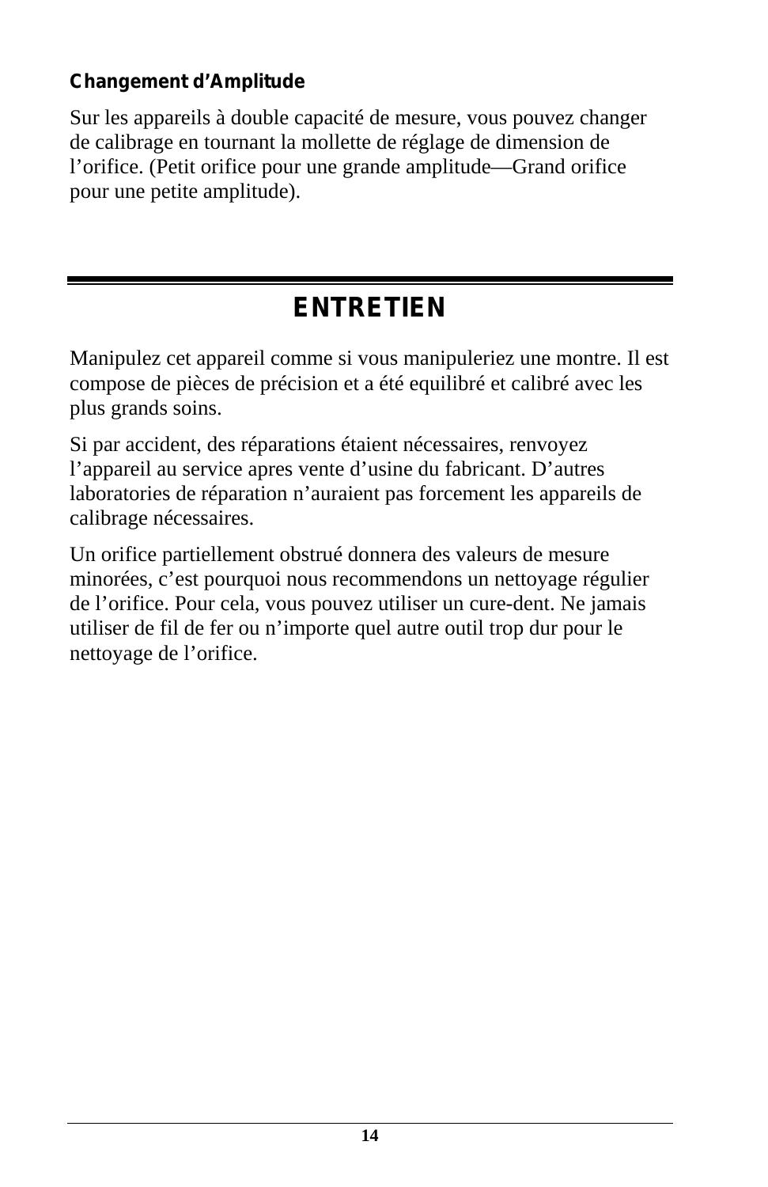### Changement d'Amplitude

Sur les appareils à double capacité de mesure, vous pouvez changer de calibrage en tournant la mollette de réglage de dimension de l'orifice. (Petit orifice pour une grande amplitude—Grand orifice pour une petite amplitude).

## ENTRETIEN

Manipulez cet appareil comme si vous manipuleriez une montre. Il est compose de pièces de précision et a été equilibré et calibré avec les plus grands soins.

Si par accident, des réparations étaient nécessaires, renvoyez l'appareil au service apres vente d'usine du fabricant. D'autres laboratories de réparation n'auraient pas forcement les appareils de calibrage nécessaires.

Un orifice partiellement obstrué donnera des valeurs de mesure minorées, c'est pourquoi nous recommendons un nettoyage régulier de l'orifice. Pour cela, vous pouvez utiliser un cure-dent. Ne jamais utiliser de fil de fer ou n'importe quel autre outil trop dur pour le nettoyage de l'orifice.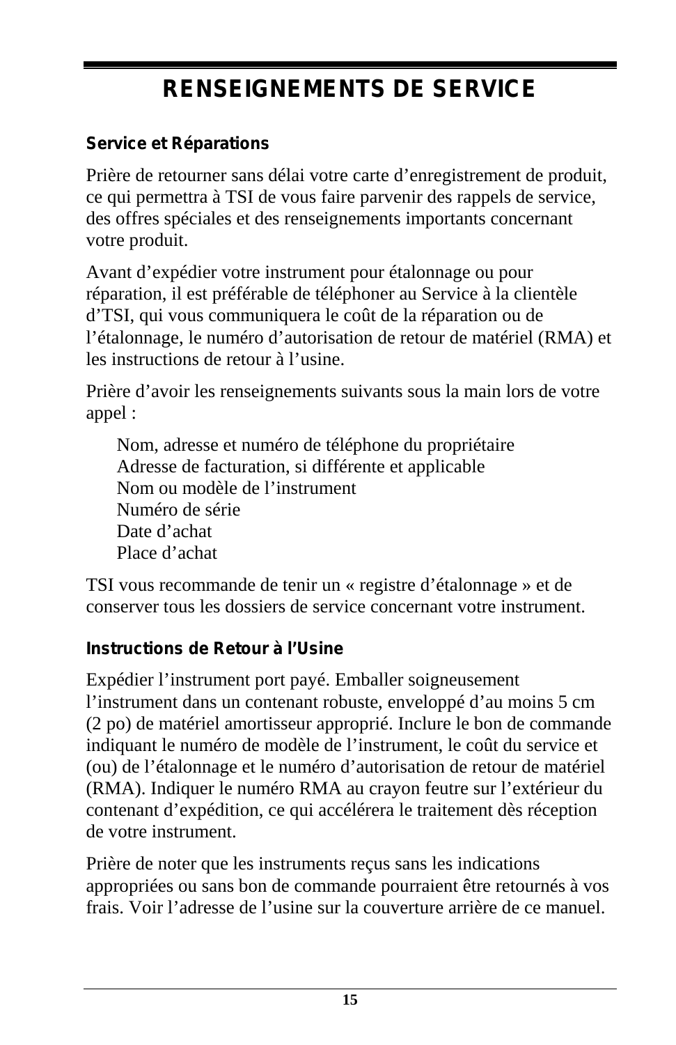# RENSEIGNEMENTS DE SERVICE

### Service et Réparations

Prière de retourner sans délai votre carte d’enregistrement de produit, ce qui permettra à TSI de vous faire parvenir des rappels de service, des offres spéciales et des renseignements importants concernant votre produit.

Avant d’expédier votre instrument pour étalonnage ou pour réparation, il est préférable de téléphoner au Service à la clientèle d’TSI, qui vous communiquera le coût de la réparation ou de l’étalonnage, le numéro d’autorisation de retour de matériel (RMA) et les instructions de retour à l’usine.

Prière d’avoir les renseignements suivants sous la main lors de votre appel :

Nom, adresse et numéro de téléphone du propriétaire
Adresse de facturation, si différente et applicable
Nom ou modèle de l’instrument
Numéro de série
Date d’achat
Place d’achat

TSI vous recommande de tenir un « registre d’étalonnage » et de conserver tous les dossiers de service concernant votre instrument.

### Instructions de Retour à l’Usine

Expédier l’instrument port payé. Emballer soigneusement l’instrument dans un contenant robuste, enveloppé d’au moins 5 cm (2 po) de matériel amortisseur approprié. Inclure le bon de commande indiquant le numéro de modèle de l’instrument, le coût du service et (ou) de l’étalonnage et le numéro d’autorisation de retour de matériel (RMA). Indiquer le numéro RMA au crayon feutre sur l’extérieur du contenant d’expédition, ce qui accélérera le traitement dès réception de votre instrument.

Prière de noter que les instruments reçus sans les indications appropriées ou sans bon de commande pourraient être retournés à vos frais. Voir l’adresse de l’usine sur la couverture arrière de ce manuel.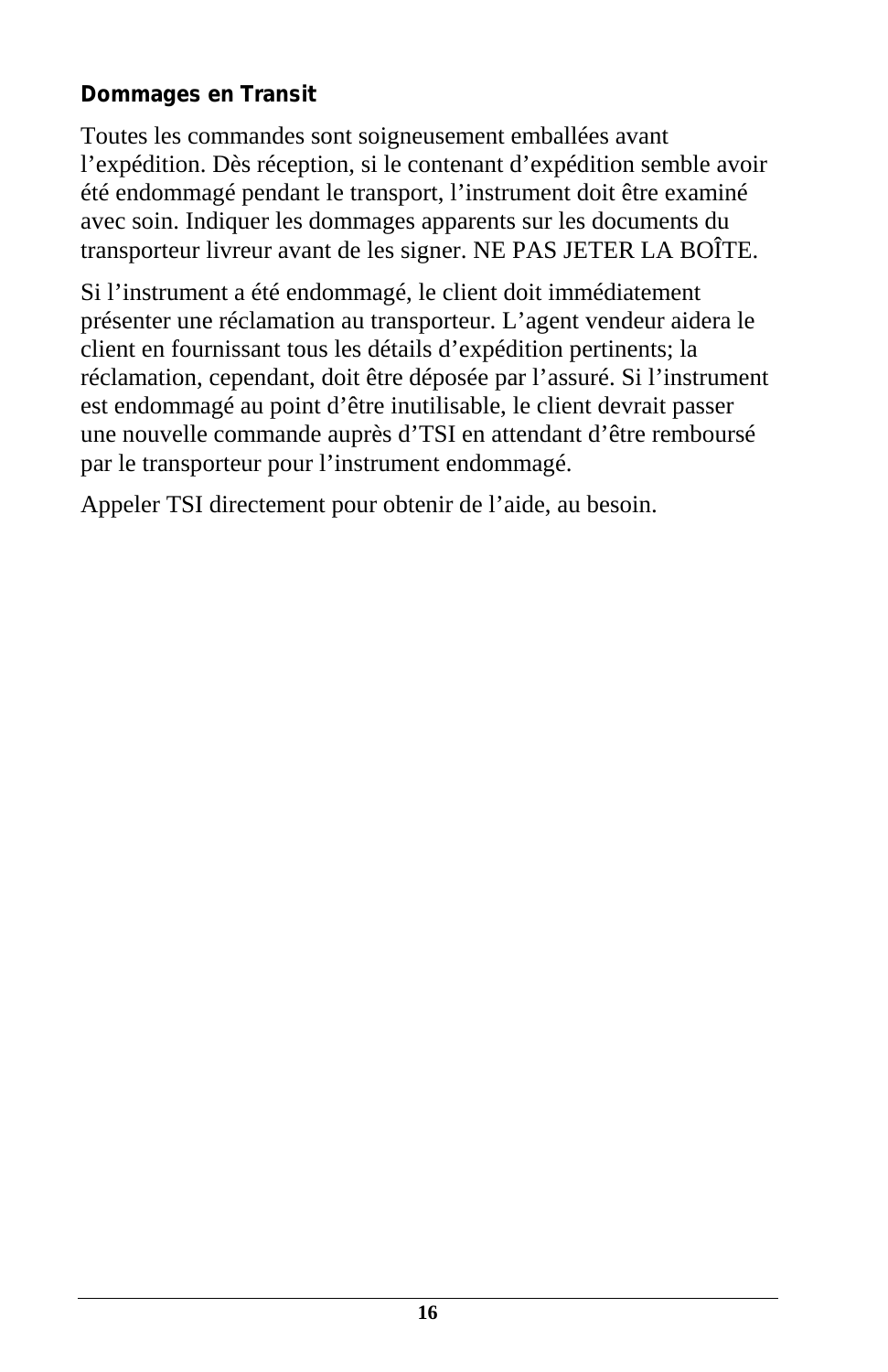**Dommages en Transit**

Toutes les commandes sont soigneusement emballées avant l’expédition. Dès réception, si le contenant d’expédition semble avoir été endommagé pendant le transport, l’instrument doit être examiné avec soin. Indiquer les dommages apparents sur les documents du transporteur livreur avant de les signer. NE PAS JETER LA BOÎTE.

Si l’instrument a été endommagé, le client doit immédiatement présenter une réclamation au transporteur. L’agent vendeur aidera le client en fournissant tous les détails d’expédition pertinents; la réclamation, cependant, doit être déposée par l’assuré. Si l’instrument est endommagé au point d’être inutilisable, le client devrait passer une nouvelle commande auprès d’TSI en attendant d’être remboursé par le transporteur pour l’instrument endommagé.

Appeler TSI directement pour obtenir de l’aide, au besoin.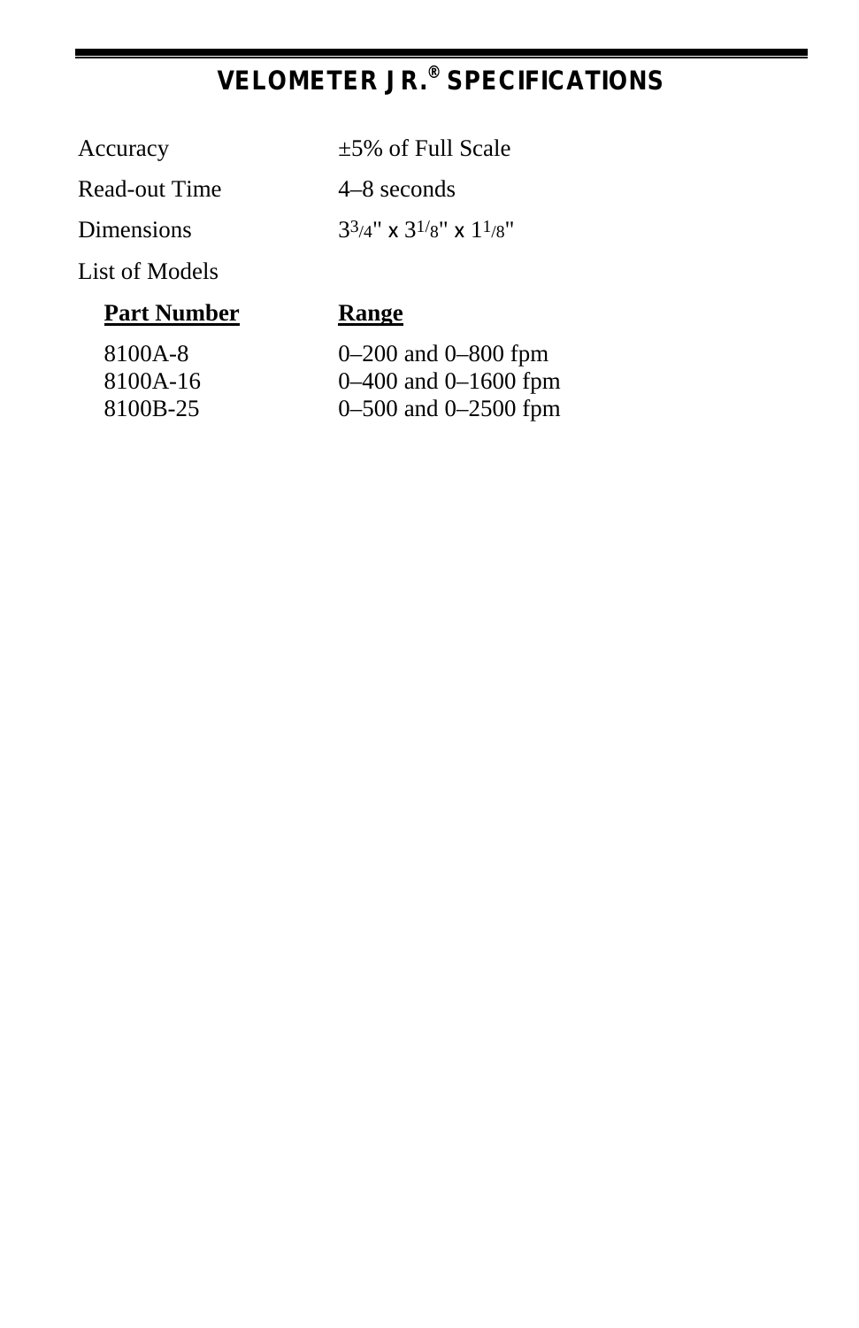# VELOMETER JR.® SPECIFICATIONS

| | |
|---|---|
| Accuracy | ±5% of Full Scale |
| Read-out Time | 4–8 seconds |
| Dimensions | 3 3/4" x 3 1/8" x 1 1/8" |

List of Models

| **Part Number** | **Range** |
|---|---|
| 8100A-8 | 0–200 and 0–800 fpm |
| 8100A-16 | 0–400 and 0–1600 fpm |
| 8100B-25 | 0–500 and 0–2500 fpm |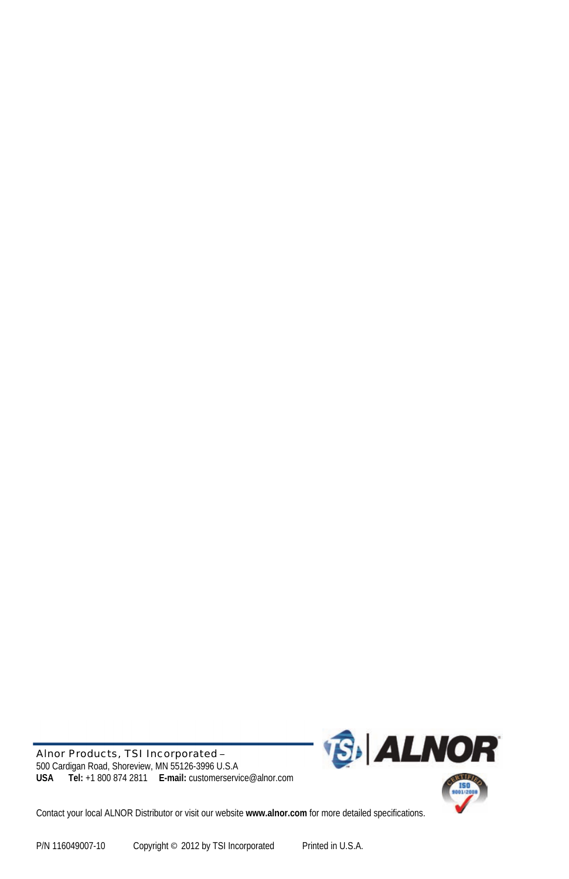Alnor Products, TSI Incorporated –
500 Cardigan Road, Shoreview, MN 55126-3996 U.S.A
**USA** **Tel:** +1 800 874 2811 **E-mail:** customerservice@alnor.com

Contact your local ALNOR Distributor or visit our website **www.alnor.com** for more detailed specifications.

P/N 116049007-10 Copyright © 2012 by TSI Incorporated Printed in U.S.A.